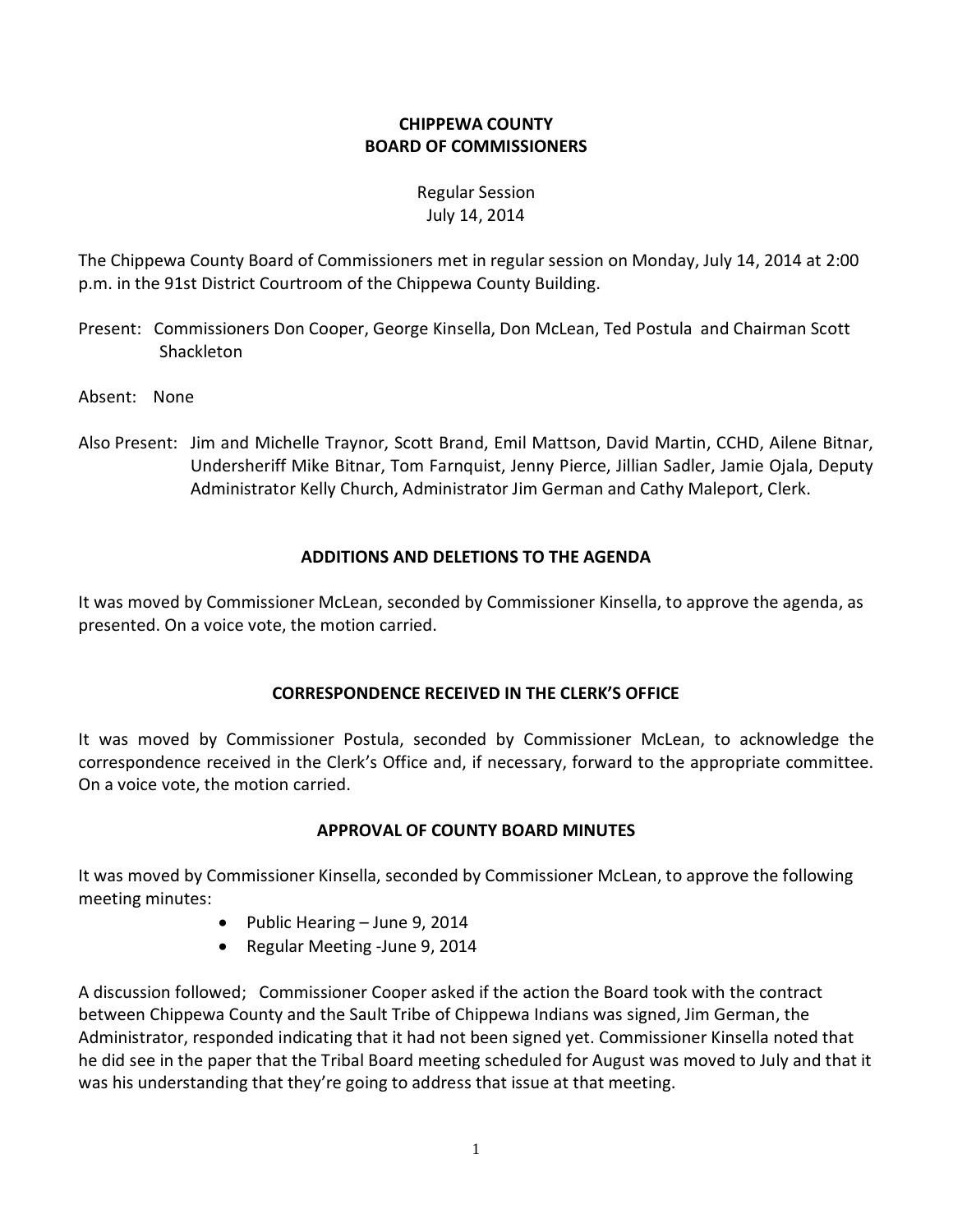# CHIPPEWA COUNTY
# BOARD OF COMMISSIONERS

Regular Session
July 14, 2014

The Chippewa County Board of Commissioners met in regular session on Monday, July 14, 2014 at 2:00 p.m. in the 91st District Courtroom of the Chippewa County Building.

Present: Commissioners Don Cooper, George Kinsella, Don McLean, Ted Postula and Chairman Scott Shackleton

Absent: None

Also Present: Jim and Michelle Traynor, Scott Brand, Emil Mattson, David Martin, CCHD, Ailene Bitnar, Undersheriff Mike Bitnar, Tom Farnquist, Jenny Pierce, Jillian Sadler, Jamie Ojala, Deputy Administrator Kelly Church, Administrator Jim German and Cathy Maleport, Clerk.

## ADDITIONS AND DELETIONS TO THE AGENDA

It was moved by Commissioner McLean, seconded by Commissioner Kinsella, to approve the agenda, as presented. On a voice vote, the motion carried.

## CORRESPONDENCE RECEIVED IN THE CLERK'S OFFICE

It was moved by Commissioner Postula, seconded by Commissioner McLean, to acknowledge the correspondence received in the Clerk's Office and, if necessary, forward to the appropriate committee. On a voice vote, the motion carried.

## APPROVAL OF COUNTY BOARD MINUTES

It was moved by Commissioner Kinsella, seconded by Commissioner McLean, to approve the following meeting minutes:

- Public Hearing – June 9, 2014
- Regular Meeting -June 9, 2014

A discussion followed; Commissioner Cooper asked if the action the Board took with the contract between Chippewa County and the Sault Tribe of Chippewa Indians was signed, Jim German, the Administrator, responded indicating that it had not been signed yet. Commissioner Kinsella noted that he did see in the paper that the Tribal Board meeting scheduled for August was moved to July and that it was his understanding that they're going to address that issue at that meeting.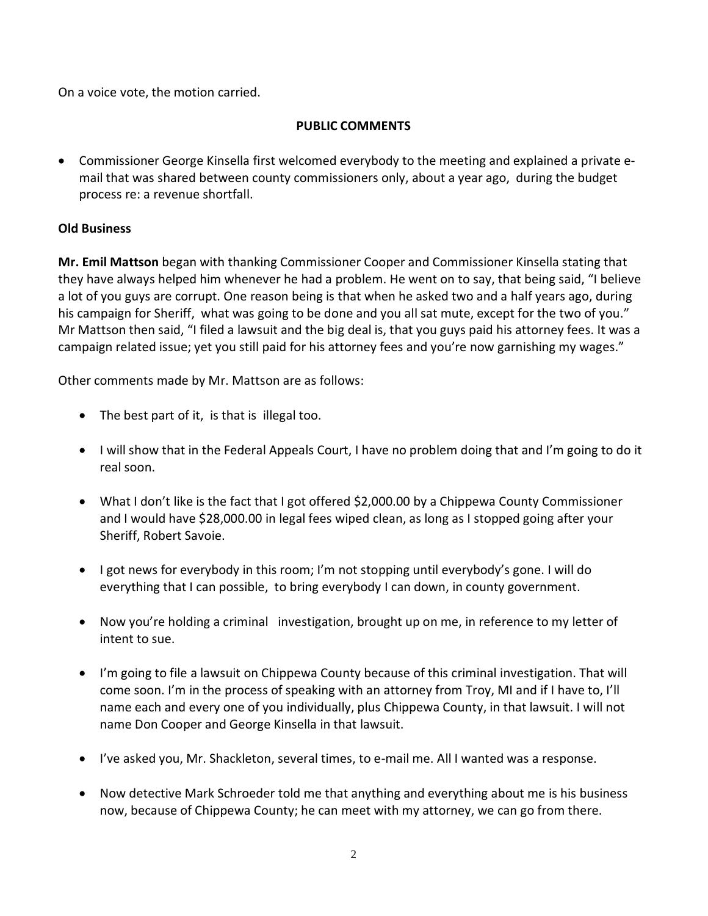On a voice vote, the motion carried.

## PUBLIC COMMENTS

- Commissioner George Kinsella first welcomed everybody to the meeting and explained a private e-mail that was shared between county commissioners only, about a year ago, during the budget process re: a revenue shortfall.

### Old Business

**Mr. Emil Mattson** began with thanking Commissioner Cooper and Commissioner Kinsella stating that they have always helped him whenever he had a problem. He went on to say, that being said, "I believe a lot of you guys are corrupt. One reason being is that when he asked two and a half years ago, during his campaign for Sheriff, what was going to be done and you all sat mute, except for the two of you." Mr Mattson then said, "I filed a lawsuit and the big deal is, that you guys paid his attorney fees. It was a campaign related issue; yet you still paid for his attorney fees and you're now garnishing my wages."

Other comments made by Mr. Mattson are as follows:

- The best part of it, is that is illegal too.
- I will show that in the Federal Appeals Court, I have no problem doing that and I'm going to do it real soon.
- What I don't like is the fact that I got offered $2,000.00 by a Chippewa County Commissioner and I would have $28,000.00 in legal fees wiped clean, as long as I stopped going after your Sheriff, Robert Savoie.
- I got news for everybody in this room; I'm not stopping until everybody's gone. I will do everything that I can possible, to bring everybody I can down, in county government.
- Now you're holding a criminal investigation, brought up on me, in reference to my letter of intent to sue.
- I'm going to file a lawsuit on Chippewa County because of this criminal investigation. That will come soon. I'm in the process of speaking with an attorney from Troy, MI and if I have to, I'll name each and every one of you individually, plus Chippewa County, in that lawsuit. I will not name Don Cooper and George Kinsella in that lawsuit.
- I've asked you, Mr. Shackleton, several times, to e-mail me. All I wanted was a response.
- Now detective Mark Schroeder told me that anything and everything about me is his business now, because of Chippewa County; he can meet with my attorney, we can go from there.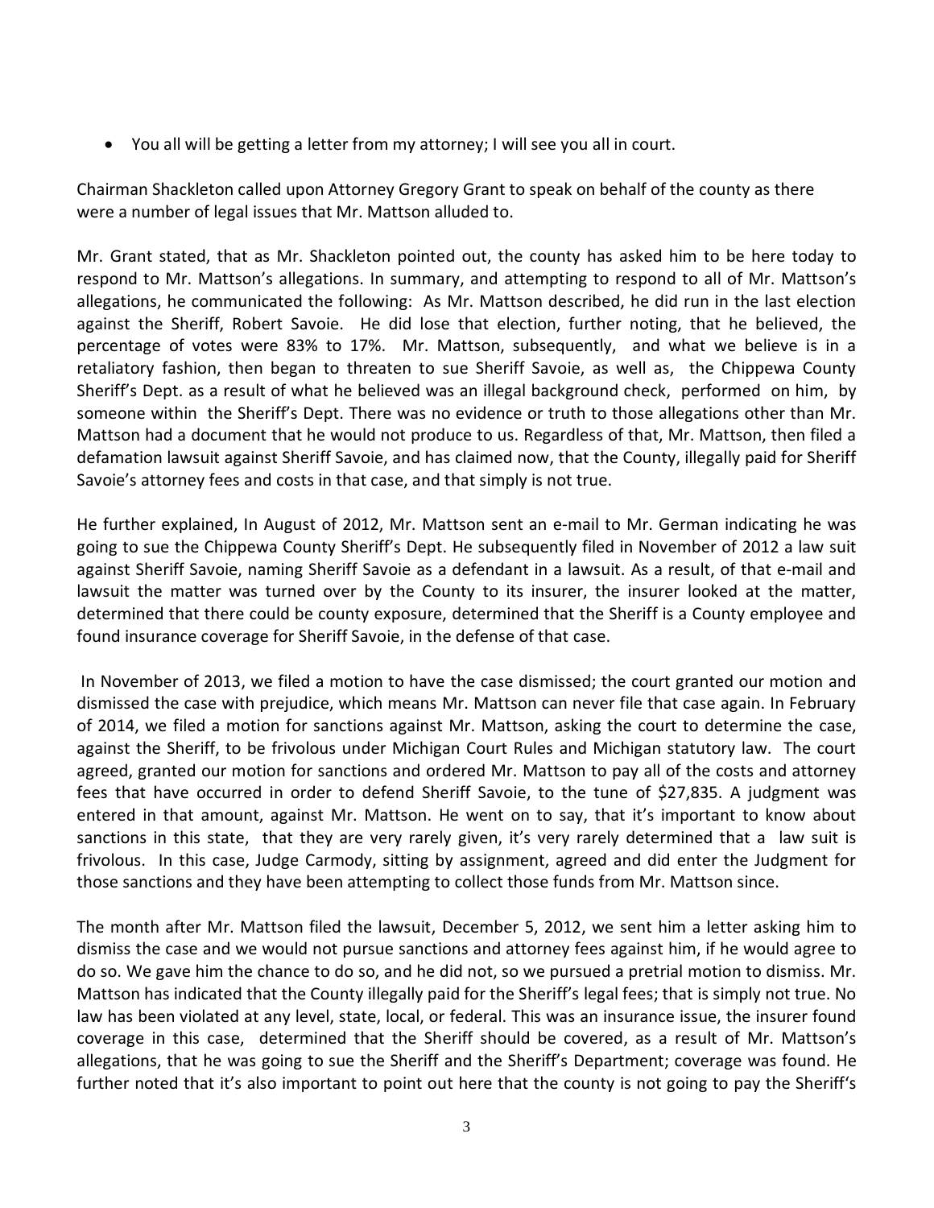- You all will be getting a letter from my attorney; I will see you all in court.

Chairman Shackleton called upon Attorney Gregory Grant to speak on behalf of the county as there were a number of legal issues that Mr. Mattson alluded to.

Mr. Grant stated, that as Mr. Shackleton pointed out, the county has asked him to be here today to respond to Mr. Mattson's allegations. In summary, and attempting to respond to all of Mr. Mattson's allegations, he communicated the following: As Mr. Mattson described, he did run in the last election against the Sheriff, Robert Savoie. He did lose that election, further noting, that he believed, the percentage of votes were 83% to 17%. Mr. Mattson, subsequently, and what we believe is in a retaliatory fashion, then began to threaten to sue Sheriff Savoie, as well as, the Chippewa County Sheriff's Dept. as a result of what he believed was an illegal background check, performed on him, by someone within the Sheriff's Dept. There was no evidence or truth to those allegations other than Mr. Mattson had a document that he would not produce to us. Regardless of that, Mr. Mattson, then filed a defamation lawsuit against Sheriff Savoie, and has claimed now, that the County, illegally paid for Sheriff Savoie's attorney fees and costs in that case, and that simply is not true.

He further explained, In August of 2012, Mr. Mattson sent an e-mail to Mr. German indicating he was going to sue the Chippewa County Sheriff's Dept. He subsequently filed in November of 2012 a law suit against Sheriff Savoie, naming Sheriff Savoie as a defendant in a lawsuit. As a result, of that e-mail and lawsuit the matter was turned over by the County to its insurer, the insurer looked at the matter, determined that there could be county exposure, determined that the Sheriff is a County employee and found insurance coverage for Sheriff Savoie, in the defense of that case.

In November of 2013, we filed a motion to have the case dismissed; the court granted our motion and dismissed the case with prejudice, which means Mr. Mattson can never file that case again. In February of 2014, we filed a motion for sanctions against Mr. Mattson, asking the court to determine the case, against the Sheriff, to be frivolous under Michigan Court Rules and Michigan statutory law. The court agreed, granted our motion for sanctions and ordered Mr. Mattson to pay all of the costs and attorney fees that have occurred in order to defend Sheriff Savoie, to the tune of $27,835. A judgment was entered in that amount, against Mr. Mattson. He went on to say, that it's important to know about sanctions in this state, that they are very rarely given, it's very rarely determined that a law suit is frivolous. In this case, Judge Carmody, sitting by assignment, agreed and did enter the Judgment for those sanctions and they have been attempting to collect those funds from Mr. Mattson since.

The month after Mr. Mattson filed the lawsuit, December 5, 2012, we sent him a letter asking him to dismiss the case and we would not pursue sanctions and attorney fees against him, if he would agree to do so. We gave him the chance to do so, and he did not, so we pursued a pretrial motion to dismiss. Mr. Mattson has indicated that the County illegally paid for the Sheriff's legal fees; that is simply not true. No law has been violated at any level, state, local, or federal. This was an insurance issue, the insurer found coverage in this case, determined that the Sheriff should be covered, as a result of Mr. Mattson's allegations, that he was going to sue the Sheriff and the Sheriff's Department; coverage was found. He further noted that it's also important to point out here that the county is not going to pay the Sheriff's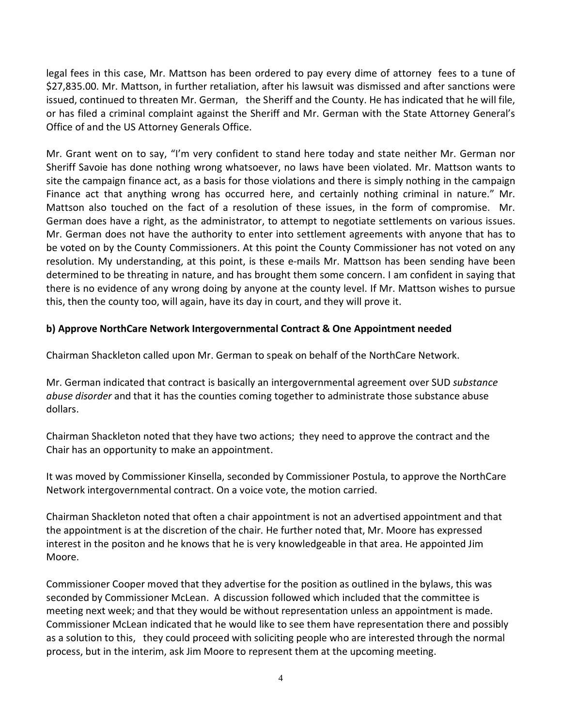legal fees in this case, Mr. Mattson has been ordered to pay every dime of attorney fees to a tune of $27,835.00. Mr. Mattson, in further retaliation, after his lawsuit was dismissed and after sanctions were issued, continued to threaten Mr. German, the Sheriff and the County. He has indicated that he will file, or has filed a criminal complaint against the Sheriff and Mr. German with the State Attorney General's Office of and the US Attorney Generals Office.

Mr. Grant went on to say, "I'm very confident to stand here today and state neither Mr. German nor Sheriff Savoie has done nothing wrong whatsoever, no laws have been violated. Mr. Mattson wants to site the campaign finance act, as a basis for those violations and there is simply nothing in the campaign Finance act that anything wrong has occurred here, and certainly nothing criminal in nature." Mr. Mattson also touched on the fact of a resolution of these issues, in the form of compromise. Mr. German does have a right, as the administrator, to attempt to negotiate settlements on various issues. Mr. German does not have the authority to enter into settlement agreements with anyone that has to be voted on by the County Commissioners. At this point the County Commissioner has not voted on any resolution. My understanding, at this point, is these e-mails Mr. Mattson has been sending have been determined to be threating in nature, and has brought them some concern. I am confident in saying that there is no evidence of any wrong doing by anyone at the county level. If Mr. Mattson wishes to pursue this, then the county too, will again, have its day in court, and they will prove it.

**b) Approve NorthCare Network Intergovernmental Contract & One Appointment needed**

Chairman Shackleton called upon Mr. German to speak on behalf of the NorthCare Network.

Mr. German indicated that contract is basically an intergovernmental agreement over SUD *substance abuse disorder* and that it has the counties coming together to administrate those substance abuse dollars.

Chairman Shackleton noted that they have two actions; they need to approve the contract and the Chair has an opportunity to make an appointment.

It was moved by Commissioner Kinsella, seconded by Commissioner Postula, to approve the NorthCare Network intergovernmental contract. On a voice vote, the motion carried.

Chairman Shackleton noted that often a chair appointment is not an advertised appointment and that the appointment is at the discretion of the chair. He further noted that, Mr. Moore has expressed interest in the positon and he knows that he is very knowledgeable in that area. He appointed Jim Moore.

Commissioner Cooper moved that they advertise for the position as outlined in the bylaws, this was seconded by Commissioner McLean. A discussion followed which included that the committee is meeting next week; and that they would be without representation unless an appointment is made. Commissioner McLean indicated that he would like to see them have representation there and possibly as a solution to this, they could proceed with soliciting people who are interested through the normal process, but in the interim, ask Jim Moore to represent them at the upcoming meeting.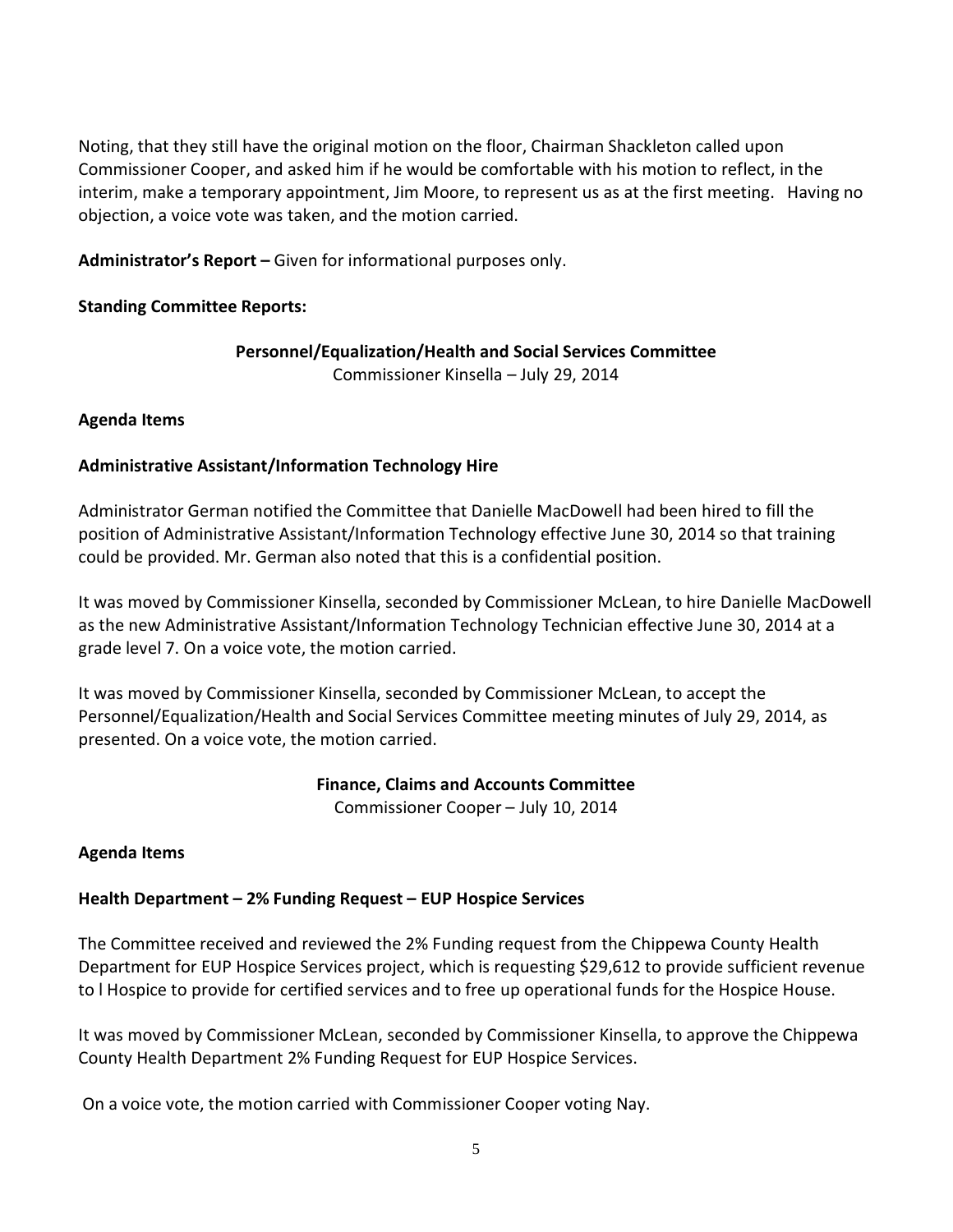Noting, that they still have the original motion on the floor, Chairman Shackleton called upon Commissioner Cooper, and asked him if he would be comfortable with his motion to reflect, in the interim, make a temporary appointment, Jim Moore, to represent us as at the first meeting. Having no objection, a voice vote was taken, and the motion carried.

**Administrator's Report –** Given for informational purposes only.

**Standing Committee Reports:**

**Personnel/Equalization/Health and Social Services Committee**
Commissioner Kinsella – July 29, 2014

**Agenda Items**

**Administrative Assistant/Information Technology Hire**

Administrator German notified the Committee that Danielle MacDowell had been hired to fill the position of Administrative Assistant/Information Technology effective June 30, 2014 so that training could be provided. Mr. German also noted that this is a confidential position.

It was moved by Commissioner Kinsella, seconded by Commissioner McLean, to hire Danielle MacDowell as the new Administrative Assistant/Information Technology Technician effective June 30, 2014 at a grade level 7. On a voice vote, the motion carried.

It was moved by Commissioner Kinsella, seconded by Commissioner McLean, to accept the Personnel/Equalization/Health and Social Services Committee meeting minutes of July 29, 2014, as presented. On a voice vote, the motion carried.

**Finance, Claims and Accounts Committee**
Commissioner Cooper – July 10, 2014

**Agenda Items**

**Health Department – 2% Funding Request – EUP Hospice Services**

The Committee received and reviewed the 2% Funding request from the Chippewa County Health Department for EUP Hospice Services project, which is requesting $29,612 to provide sufficient revenue to l Hospice to provide for certified services and to free up operational funds for the Hospice House.

It was moved by Commissioner McLean, seconded by Commissioner Kinsella, to approve the Chippewa County Health Department 2% Funding Request for EUP Hospice Services.

On a voice vote, the motion carried with Commissioner Cooper voting Nay.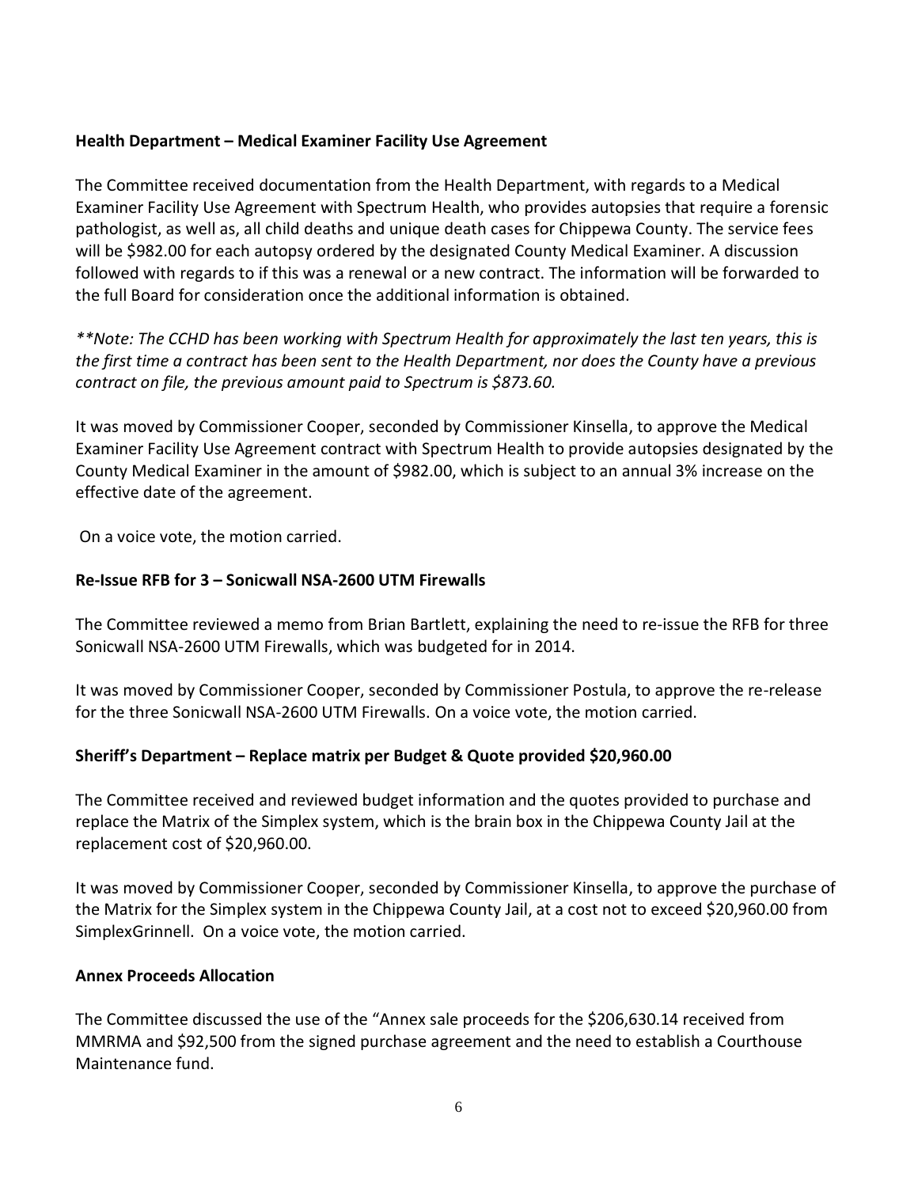**Health Department – Medical Examiner Facility Use Agreement**

The Committee received documentation from the Health Department, with regards to a Medical Examiner Facility Use Agreement with Spectrum Health, who provides autopsies that require a forensic pathologist, as well as, all child deaths and unique death cases for Chippewa County. The service fees will be $982.00 for each autopsy ordered by the designated County Medical Examiner. A discussion followed with regards to if this was a renewal or a new contract. The information will be forwarded to the full Board for consideration once the additional information is obtained.

*\*\*Note: The CCHD has been working with Spectrum Health for approximately the last ten years, this is the first time a contract has been sent to the Health Department, nor does the County have a previous contract on file, the previous amount paid to Spectrum is $873.60.*

It was moved by Commissioner Cooper, seconded by Commissioner Kinsella, to approve the Medical Examiner Facility Use Agreement contract with Spectrum Health to provide autopsies designated by the County Medical Examiner in the amount of $982.00, which is subject to an annual 3% increase on the effective date of the agreement.

On a voice vote, the motion carried.

**Re-Issue RFB for 3 – Sonicwall NSA-2600 UTM Firewalls**

The Committee reviewed a memo from Brian Bartlett, explaining the need to re-issue the RFB for three Sonicwall NSA-2600 UTM Firewalls, which was budgeted for in 2014.

It was moved by Commissioner Cooper, seconded by Commissioner Postula, to approve the re-release for the three Sonicwall NSA-2600 UTM Firewalls. On a voice vote, the motion carried.

**Sheriff's Department – Replace matrix per Budget & Quote provided $20,960.00**

The Committee received and reviewed budget information and the quotes provided to purchase and replace the Matrix of the Simplex system, which is the brain box in the Chippewa County Jail at the replacement cost of $20,960.00.

It was moved by Commissioner Cooper, seconded by Commissioner Kinsella, to approve the purchase of the Matrix for the Simplex system in the Chippewa County Jail, at a cost not to exceed $20,960.00 from SimplexGrinnell. On a voice vote, the motion carried.

**Annex Proceeds Allocation**

The Committee discussed the use of the "Annex sale proceeds for the $206,630.14 received from MMRMA and $92,500 from the signed purchase agreement and the need to establish a Courthouse Maintenance fund.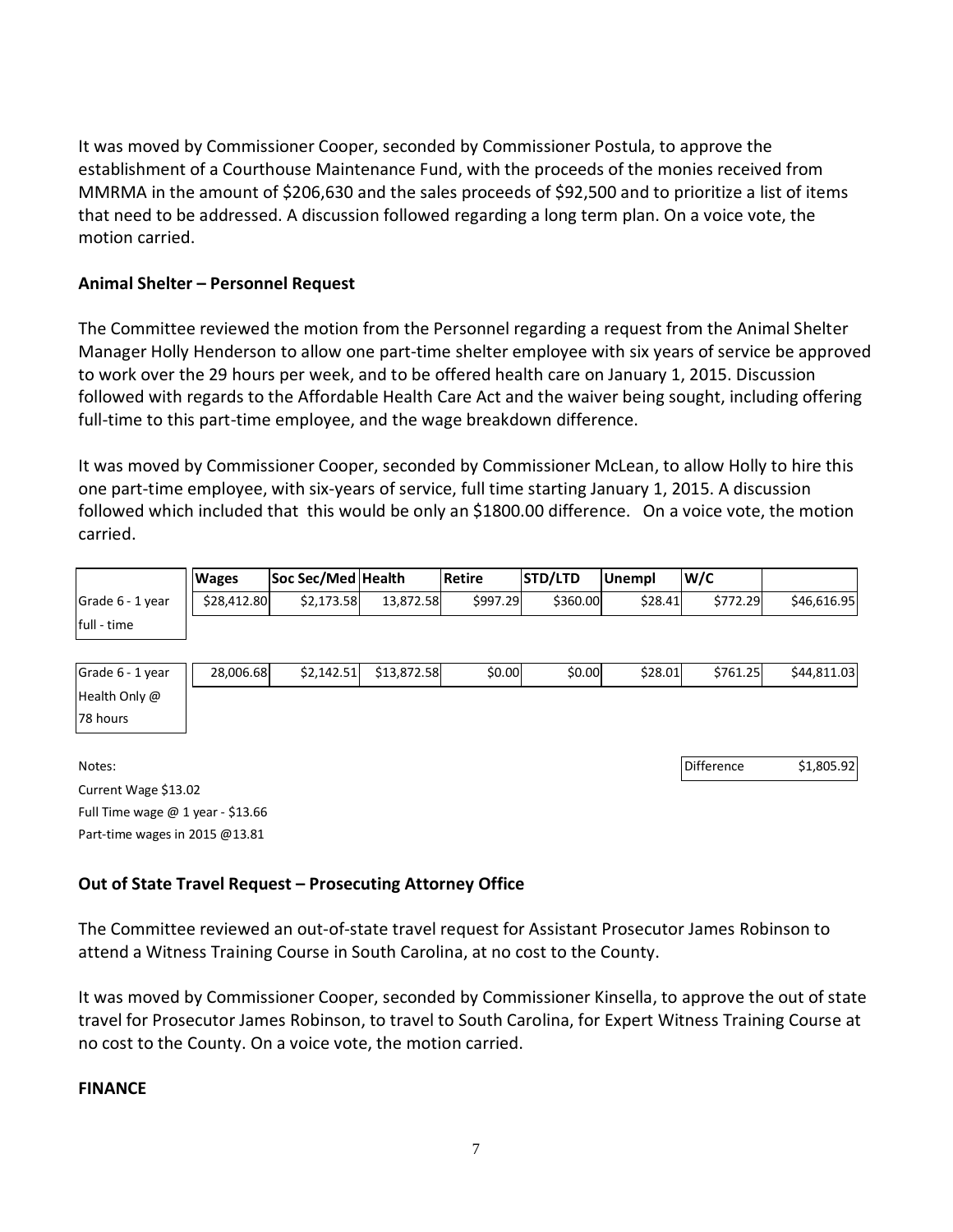It was moved by Commissioner Cooper, seconded by Commissioner Postula, to approve the establishment of a Courthouse Maintenance Fund, with the proceeds of the monies received from MMRMA in the amount of $206,630 and the sales proceeds of $92,500 and to prioritize a list of items that need to be addressed. A discussion followed regarding a long term plan. On a voice vote, the motion carried.

**Animal Shelter – Personnel Request**

The Committee reviewed the motion from the Personnel regarding a request from the Animal Shelter Manager Holly Henderson to allow one part-time shelter employee with six years of service be approved to work over the 29 hours per week, and to be offered health care on January 1, 2015. Discussion followed with regards to the Affordable Health Care Act and the waiver being sought, including offering full-time to this part-time employee, and the wage breakdown difference.

It was moved by Commissioner Cooper, seconded by Commissioner McLean, to allow Holly to hire this one part-time employee, with six-years of service, full time starting January 1, 2015. A discussion followed which included that this would be only an $1800.00 difference. On a voice vote, the motion carried.

| | Wages | Soc Sec/Med | Health | Retire | STD/LTD | Unempl | W/C | |
|---|---|---|---|---|---|---|---|---|
| Grade 6 - 1 year full - time | $28,412.80 | $2,173.58 | 13,872.58 | $997.29 | $360.00 | $28.41 | $772.29 | $46,616.95 |
| Grade 6 - 1 year Health Only @ 78 hours | 28,006.68 | $2,142.51 | $13,872.58 | $0.00 | $0.00 | $28.01 | $761.25 | $44,811.03 |
| | | | | | | | Difference | $1,805.92 |

Notes:
Current Wage $13.02
Full Time wage @ 1 year - $13.66
Part-time wages in 2015 @13.81

**Out of State Travel Request – Prosecuting Attorney Office**

The Committee reviewed an out-of-state travel request for Assistant Prosecutor James Robinson to attend a Witness Training Course in South Carolina, at no cost to the County.

It was moved by Commissioner Cooper, seconded by Commissioner Kinsella, to approve the out of state travel for Prosecutor James Robinson, to travel to South Carolina, for Expert Witness Training Course at no cost to the County. On a voice vote, the motion carried.

**FINANCE**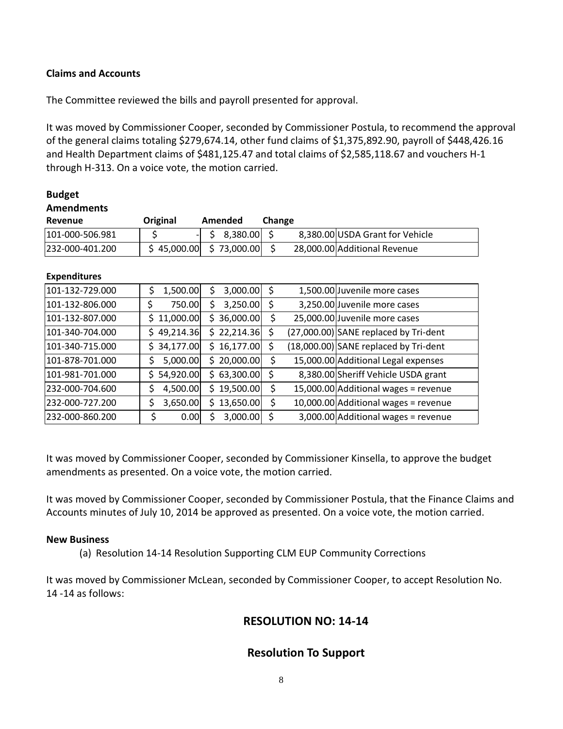**Claims and Accounts**

The Committee reviewed the bills and payroll presented for approval.

It was moved by Commissioner Cooper, seconded by Commissioner Postula, to recommend the approval of the general claims totaling $279,674.14, other fund claims of $1,375,892.90, payroll of $448,426.16 and Health Department claims of $481,125.47 and total claims of $2,585,118.67 and vouchers H-1 through H-313. On a voice vote, the motion carried.

**Budget Amendments**

| Revenue | Original | Amended | Change | |
|---|---|---|---|---|
| 101-000-506.981 | $ - | $ 8,380.00 | $ 8,380.00 | USDA Grant for Vehicle |
| 232-000-401.200 | $ 45,000.00 | $ 73,000.00 | $ 28,000.00 | Additional Revenue |

**Expenditures**

| Account | Original | Amended | Change | |
|---|---|---|---|---|
| 101-132-729.000 | $ 1,500.00 | $ 3,000.00 | $ 1,500.00 | Juvenile more cases |
| 101-132-806.000 | $ 750.00 | $ 3,250.00 | $ 3,250.00 | Juvenile more cases |
| 101-132-807.000 | $ 11,000.00 | $ 36,000.00 | $ 25,000.00 | Juvenile more cases |
| 101-340-704.000 | $ 49,214.36 | $ 22,214.36 | $ (27,000.00) | SANE replaced by Tri-dent |
| 101-340-715.000 | $ 34,177.00 | $ 16,177.00 | $ (18,000.00) | SANE replaced by Tri-dent |
| 101-878-701.000 | $ 5,000.00 | $ 20,000.00 | $ 15,000.00 | Additional Legal expenses |
| 101-981-701.000 | $ 54,920.00 | $ 63,300.00 | $ 8,380.00 | Sheriff Vehicle USDA grant |
| 232-000-704.600 | $ 4,500.00 | $ 19,500.00 | $ 15,000.00 | Additional wages = revenue |
| 232-000-727.200 | $ 3,650.00 | $ 13,650.00 | $ 10,000.00 | Additional wages = revenue |
| 232-000-860.200 | $ 0.00 | $ 3,000.00 | $ 3,000.00 | Additional wages = revenue |

It was moved by Commissioner Cooper, seconded by Commissioner Kinsella, to approve the budget amendments as presented. On a voice vote, the motion carried.

It was moved by Commissioner Cooper, seconded by Commissioner Postula, that the Finance Claims and Accounts minutes of July 10, 2014 be approved as presented. On a voice vote, the motion carried.

**New Business**

(a) Resolution 14-14 Resolution Supporting CLM EUP Community Corrections

It was moved by Commissioner McLean, seconded by Commissioner Cooper, to accept Resolution No. 14 -14 as follows:

## RESOLUTION NO: 14-14

## Resolution To Support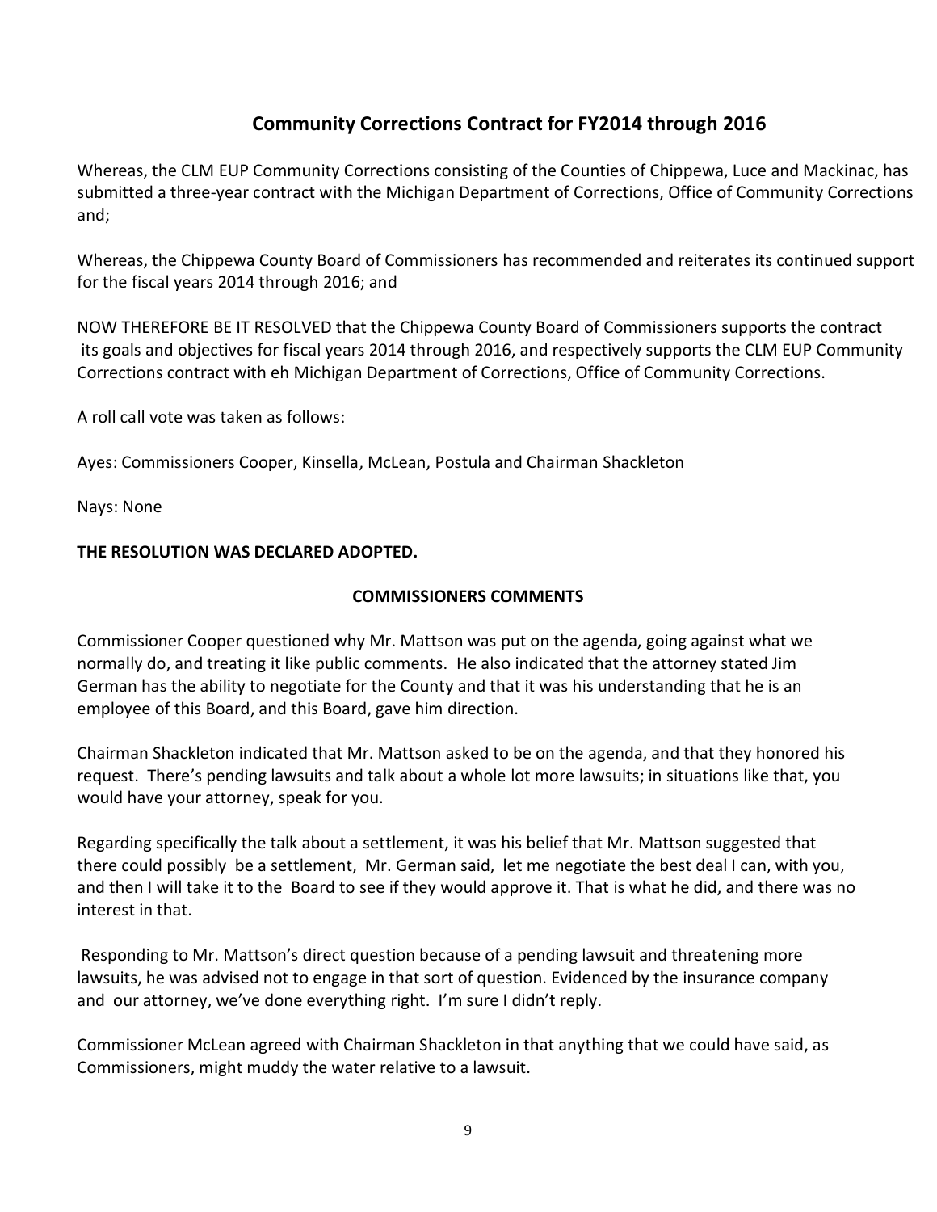## Community Corrections Contract for FY2014 through 2016

Whereas, the CLM EUP Community Corrections consisting of the Counties of Chippewa, Luce and Mackinac, has submitted a three-year contract with the Michigan Department of Corrections, Office of Community Corrections and;

Whereas, the Chippewa County Board of Commissioners has recommended and reiterates its continued support for the fiscal years 2014 through 2016; and

NOW THEREFORE BE IT RESOLVED that the Chippewa County Board of Commissioners supports the contract its goals and objectives for fiscal years 2014 through 2016, and respectively supports the CLM EUP Community Corrections contract with eh Michigan Department of Corrections, Office of Community Corrections.

A roll call vote was taken as follows:

Ayes: Commissioners Cooper, Kinsella, McLean, Postula and Chairman Shackleton

Nays: None

**THE RESOLUTION WAS DECLARED ADOPTED.**

**COMMISSIONERS COMMENTS**

Commissioner Cooper questioned why Mr. Mattson was put on the agenda, going against what we normally do, and treating it like public comments. He also indicated that the attorney stated Jim German has the ability to negotiate for the County and that it was his understanding that he is an employee of this Board, and this Board, gave him direction.

Chairman Shackleton indicated that Mr. Mattson asked to be on the agenda, and that they honored his request. There's pending lawsuits and talk about a whole lot more lawsuits; in situations like that, you would have your attorney, speak for you.

Regarding specifically the talk about a settlement, it was his belief that Mr. Mattson suggested that there could possibly be a settlement, Mr. German said, let me negotiate the best deal I can, with you, and then I will take it to the Board to see if they would approve it. That is what he did, and there was no interest in that.

Responding to Mr. Mattson's direct question because of a pending lawsuit and threatening more lawsuits, he was advised not to engage in that sort of question. Evidenced by the insurance company and our attorney, we've done everything right. I'm sure I didn't reply.

Commissioner McLean agreed with Chairman Shackleton in that anything that we could have said, as Commissioners, might muddy the water relative to a lawsuit.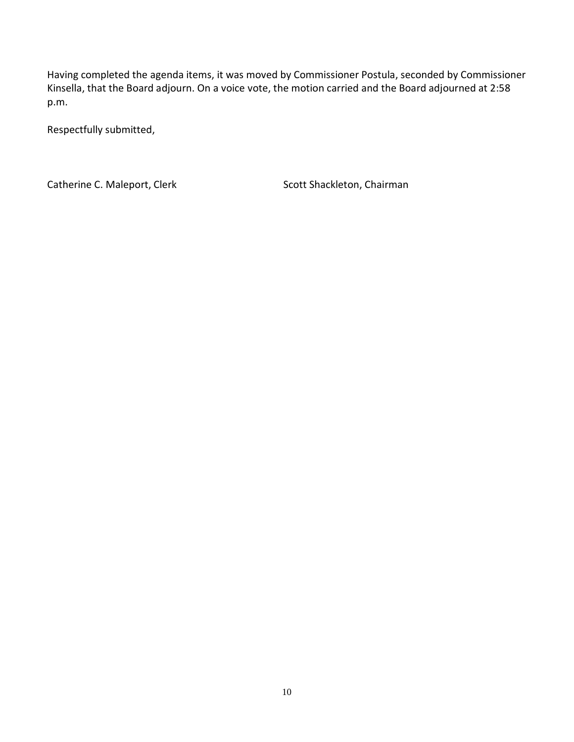Having completed the agenda items, it was moved by Commissioner Postula, seconded by Commissioner Kinsella, that the Board adjourn. On a voice vote, the motion carried and the Board adjourned at 2:58 p.m.

Respectfully submitted,

Catherine C. Maleport, Clerk

Scott Shackleton, Chairman